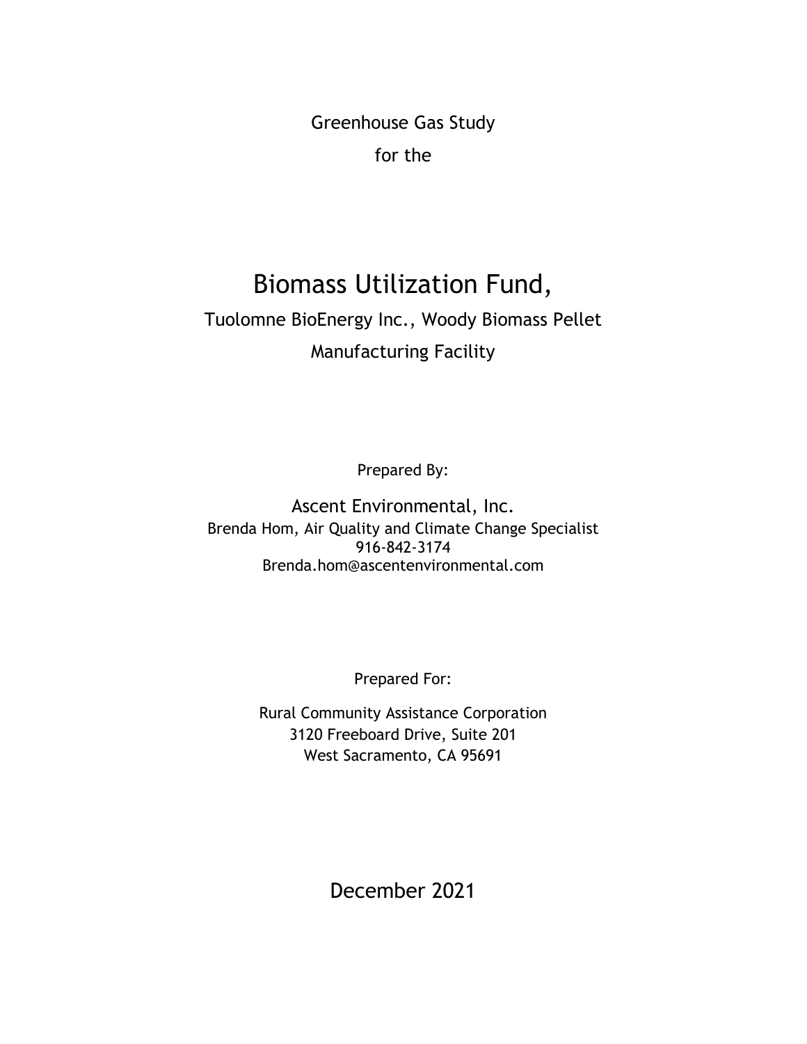Greenhouse Gas Study

for the

# Biomass Utilization Fund,

## Tuolomne BioEnergy Inc., Woody Biomass Pellet Manufacturing Facility

Prepared By:

Ascent Environmental, Inc.
Brenda Hom, Air Quality and Climate Change Specialist
916-842-3174
Brenda.hom@ascentenvironmental.com

Prepared For:

Rural Community Assistance Corporation
3120 Freeboard Drive, Suite 201
West Sacramento, CA 95691

December 2021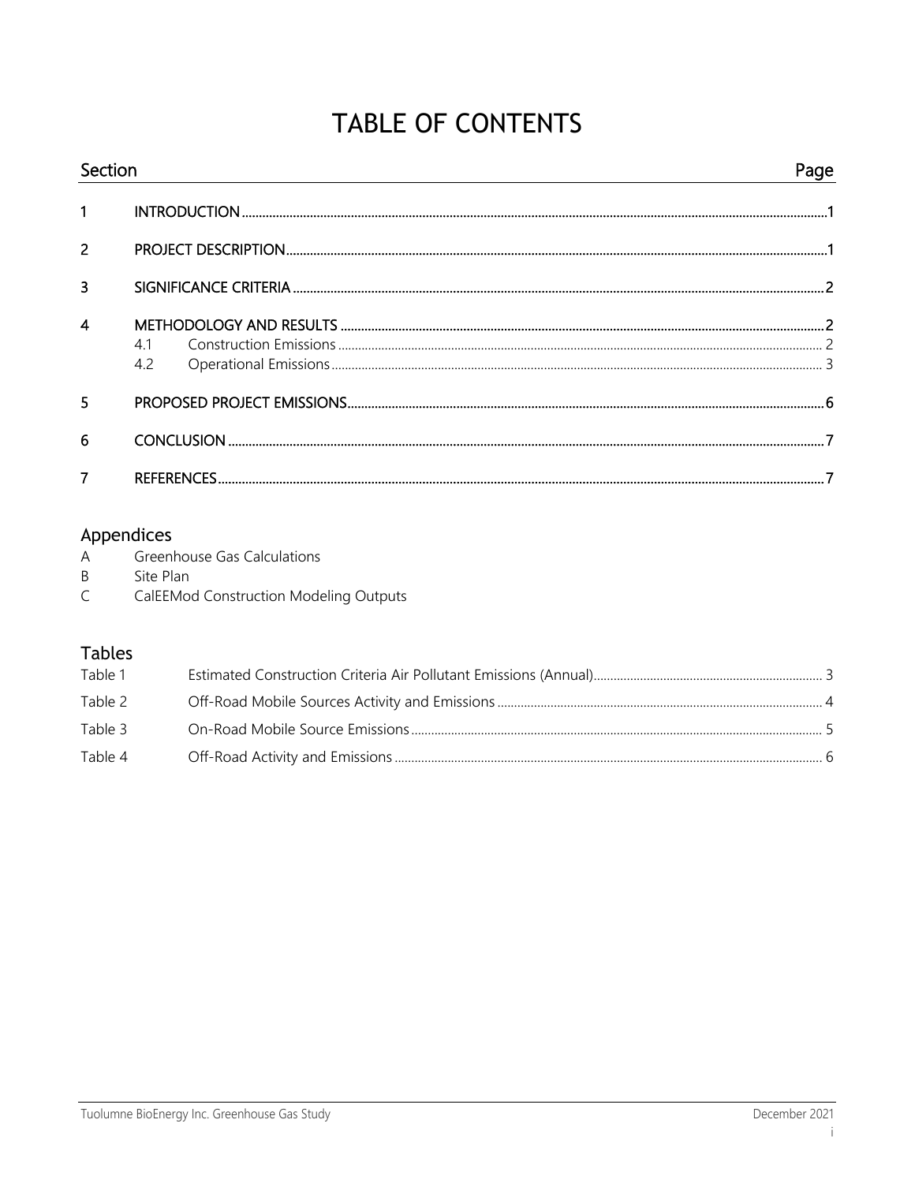# TABLE OF CONTENTS

| Section | | | Page |
|---|---|---|---|
| 1 | INTRODUCTION | | 1 |
| 2 | PROJECT DESCRIPTION | | 1 |
| 3 | SIGNIFICANCE CRITERIA | | 2 |
| 4 | METHODOLOGY AND RESULTS | | 2 |
| | 4.1 | Construction Emissions | 2 |
| | 4.2 | Operational Emissions | 3 |
| 5 | PROPOSED PROJECT EMISSIONS | | 6 |
| 6 | CONCLUSION | | 7 |
| 7 | REFERENCES | | 7 |

## Appendices

A Greenhouse Gas Calculations
B Site Plan
C CalEEMod Construction Modeling Outputs

## Tables

| | | |
|---|---|---|
| Table 1 | Estimated Construction Criteria Air Pollutant Emissions (Annual) | 3 |
| Table 2 | Off-Road Mobile Sources Activity and Emissions | 4 |
| Table 3 | On-Road Mobile Source Emissions | 5 |
| Table 4 | Off-Road Activity and Emissions | 6 |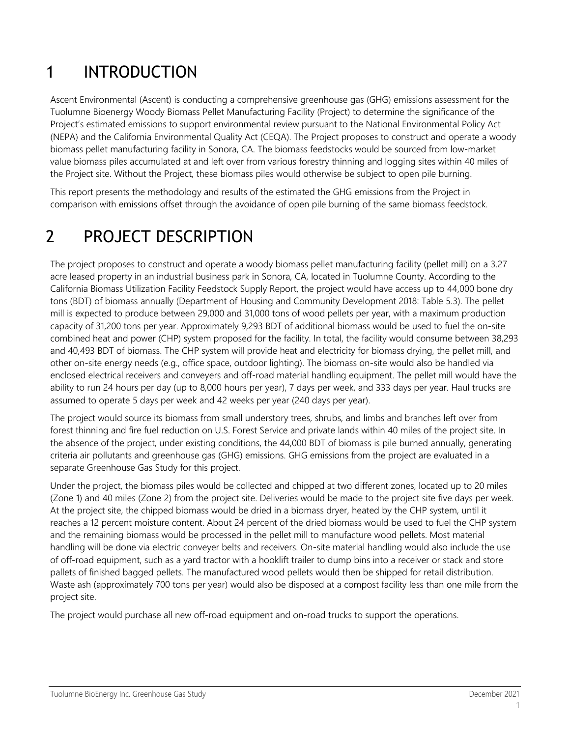# 1 INTRODUCTION

Ascent Environmental (Ascent) is conducting a comprehensive greenhouse gas (GHG) emissions assessment for the Tuolumne Bioenergy Woody Biomass Pellet Manufacturing Facility (Project) to determine the significance of the Project's estimated emissions to support environmental review pursuant to the National Environmental Policy Act (NEPA) and the California Environmental Quality Act (CEQA). The Project proposes to construct and operate a woody biomass pellet manufacturing facility in Sonora, CA. The biomass feedstocks would be sourced from low-market value biomass piles accumulated at and left over from various forestry thinning and logging sites within 40 miles of the Project site. Without the Project, these biomass piles would otherwise be subject to open pile burning.

This report presents the methodology and results of the estimated the GHG emissions from the Project in comparison with emissions offset through the avoidance of open pile burning of the same biomass feedstock.

# 2 PROJECT DESCRIPTION

The project proposes to construct and operate a woody biomass pellet manufacturing facility (pellet mill) on a 3.27 acre leased property in an industrial business park in Sonora, CA, located in Tuolumne County. According to the California Biomass Utilization Facility Feedstock Supply Report, the project would have access up to 44,000 bone dry tons (BDT) of biomass annually (Department of Housing and Community Development 2018: Table 5.3). The pellet mill is expected to produce between 29,000 and 31,000 tons of wood pellets per year, with a maximum production capacity of 31,200 tons per year. Approximately 9,293 BDT of additional biomass would be used to fuel the on-site combined heat and power (CHP) system proposed for the facility. In total, the facility would consume between 38,293 and 40,493 BDT of biomass. The CHP system will provide heat and electricity for biomass drying, the pellet mill, and other on-site energy needs (e.g., office space, outdoor lighting). The biomass on-site would also be handled via enclosed electrical receivers and conveyers and off-road material handling equipment. The pellet mill would have the ability to run 24 hours per day (up to 8,000 hours per year), 7 days per week, and 333 days per year. Haul trucks are assumed to operate 5 days per week and 42 weeks per year (240 days per year).

The project would source its biomass from small understory trees, shrubs, and limbs and branches left over from forest thinning and fire fuel reduction on U.S. Forest Service and private lands within 40 miles of the project site. In the absence of the project, under existing conditions, the 44,000 BDT of biomass is pile burned annually, generating criteria air pollutants and greenhouse gas (GHG) emissions. GHG emissions from the project are evaluated in a separate Greenhouse Gas Study for this project.

Under the project, the biomass piles would be collected and chipped at two different zones, located up to 20 miles (Zone 1) and 40 miles (Zone 2) from the project site. Deliveries would be made to the project site five days per week. At the project site, the chipped biomass would be dried in a biomass dryer, heated by the CHP system, until it reaches a 12 percent moisture content. About 24 percent of the dried biomass would be used to fuel the CHP system and the remaining biomass would be processed in the pellet mill to manufacture wood pellets. Most material handling will be done via electric conveyer belts and receivers. On-site material handling would also include the use of off-road equipment, such as a yard tractor with a hooklift trailer to dump bins into a receiver or stack and store pallets of finished bagged pellets. The manufactured wood pellets would then be shipped for retail distribution. Waste ash (approximately 700 tons per year) would also be disposed at a compost facility less than one mile from the project site.

The project would purchase all new off-road equipment and on-road trucks to support the operations.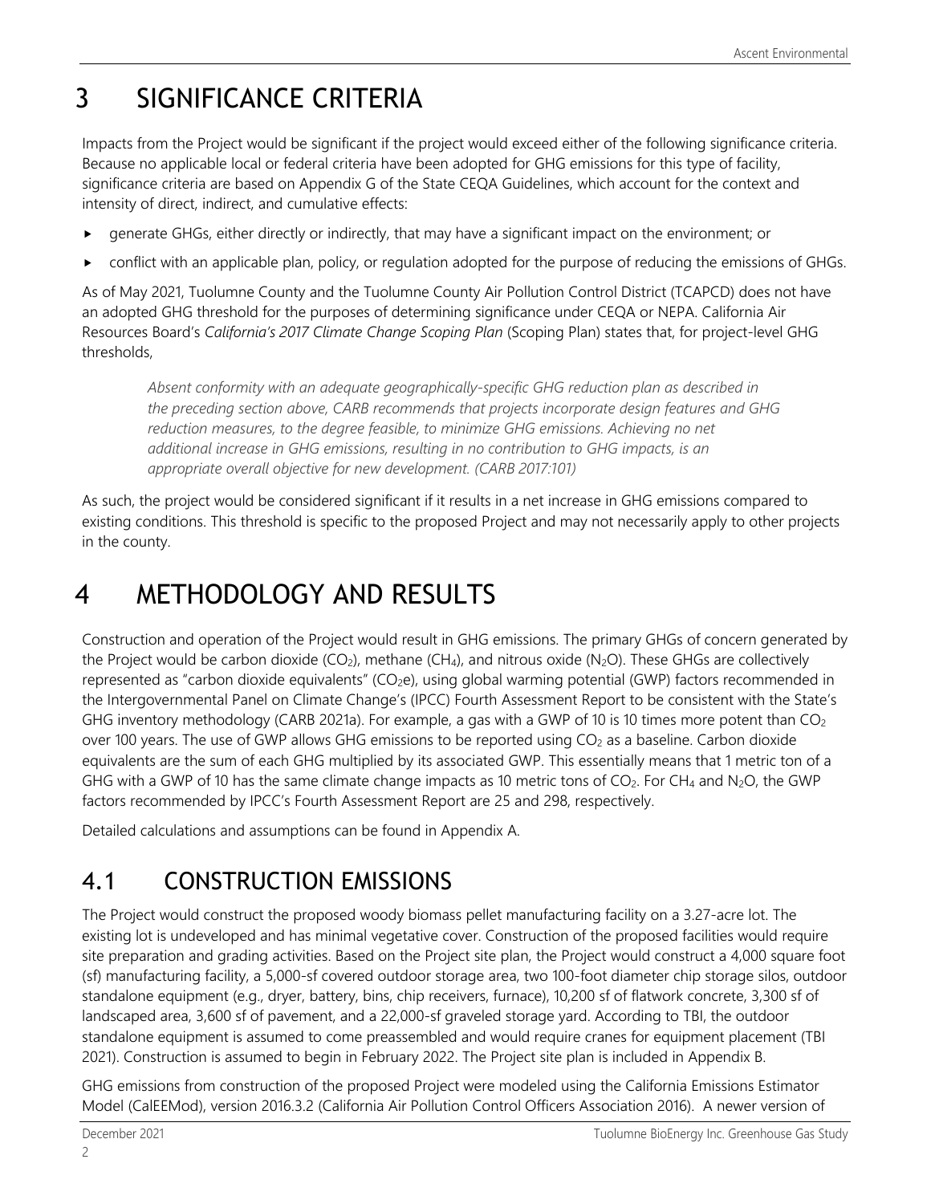# 3 SIGNIFICANCE CRITERIA

Impacts from the Project would be significant if the project would exceed either of the following significance criteria. Because no applicable local or federal criteria have been adopted for GHG emissions for this type of facility, significance criteria are based on Appendix G of the State CEQA Guidelines, which account for the context and intensity of direct, indirect, and cumulative effects:

- generate GHGs, either directly or indirectly, that may have a significant impact on the environment; or
- conflict with an applicable plan, policy, or regulation adopted for the purpose of reducing the emissions of GHGs.

As of May 2021, Tuolumne County and the Tuolumne County Air Pollution Control District (TCAPCD) does not have an adopted GHG threshold for the purposes of determining significance under CEQA or NEPA. California Air Resources Board's *California's 2017 Climate Change Scoping Plan* (Scoping Plan) states that, for project-level GHG thresholds,

> *Absent conformity with an adequate geographically-specific GHG reduction plan as described in the preceding section above, CARB recommends that projects incorporate design features and GHG reduction measures, to the degree feasible, to minimize GHG emissions. Achieving no net additional increase in GHG emissions, resulting in no contribution to GHG impacts, is an appropriate overall objective for new development. (CARB 2017:101)*

As such, the project would be considered significant if it results in a net increase in GHG emissions compared to existing conditions. This threshold is specific to the proposed Project and may not necessarily apply to other projects in the county.

# 4 METHODOLOGY AND RESULTS

Construction and operation of the Project would result in GHG emissions. The primary GHGs of concern generated by the Project would be carbon dioxide ($CO_2$), methane ($CH_4$), and nitrous oxide ($N_2O$). These GHGs are collectively represented as "carbon dioxide equivalents" ($CO_2e$), using global warming potential (GWP) factors recommended in the Intergovernmental Panel on Climate Change's (IPCC) Fourth Assessment Report to be consistent with the State's GHG inventory methodology (CARB 2021a). For example, a gas with a GWP of 10 is 10 times more potent than $CO_2$ over 100 years. The use of GWP allows GHG emissions to be reported using $CO_2$ as a baseline. Carbon dioxide equivalents are the sum of each GHG multiplied by its associated GWP. This essentially means that 1 metric ton of a GHG with a GWP of 10 has the same climate change impacts as 10 metric tons of $CO_2$. For $CH_4$ and $N_2O$, the GWP factors recommended by IPCC's Fourth Assessment Report are 25 and 298, respectively.

Detailed calculations and assumptions can be found in Appendix A.

## 4.1 CONSTRUCTION EMISSIONS

The Project would construct the proposed woody biomass pellet manufacturing facility on a 3.27-acre lot. The existing lot is undeveloped and has minimal vegetative cover. Construction of the proposed facilities would require site preparation and grading activities. Based on the Project site plan, the Project would construct a 4,000 square foot (sf) manufacturing facility, a 5,000-sf covered outdoor storage area, two 100-foot diameter chip storage silos, outdoor standalone equipment (e.g., dryer, battery, bins, chip receivers, furnace), 10,200 sf of flatwork concrete, 3,300 sf of landscaped area, 3,600 sf of pavement, and a 22,000-sf graveled storage yard. According to TBI, the outdoor standalone equipment is assumed to come preassembled and would require cranes for equipment placement (TBI 2021). Construction is assumed to begin in February 2022. The Project site plan is included in Appendix B.

GHG emissions from construction of the proposed Project were modeled using the California Emissions Estimator Model (CalEEMod), version 2016.3.2 (California Air Pollution Control Officers Association 2016). A newer version of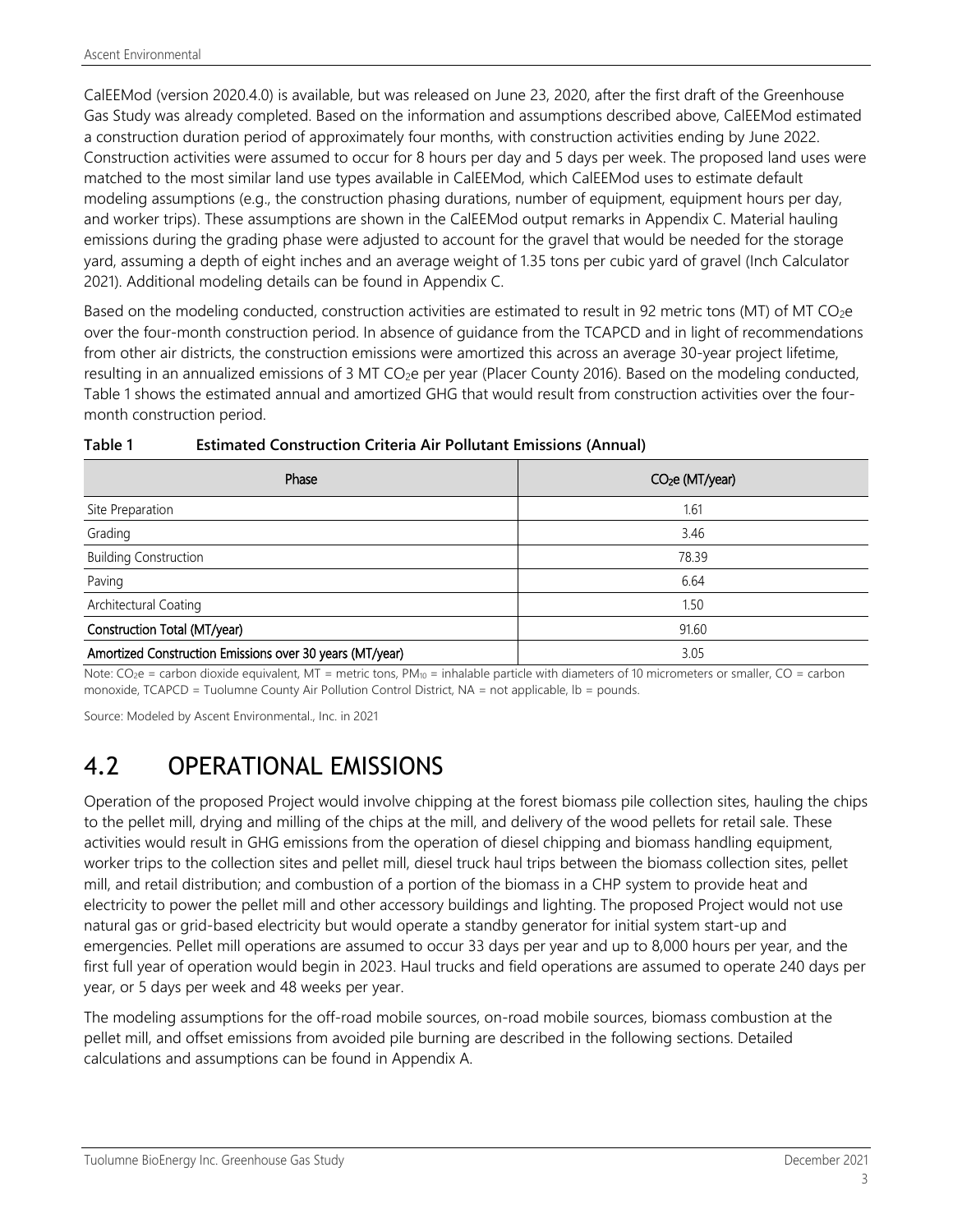CalEEMod (version 2020.4.0) is available, but was released on June 23, 2020, after the first draft of the Greenhouse Gas Study was already completed. Based on the information and assumptions described above, CalEEMod estimated a construction duration period of approximately four months, with construction activities ending by June 2022. Construction activities were assumed to occur for 8 hours per day and 5 days per week. The proposed land uses were matched to the most similar land use types available in CalEEMod, which CalEEMod uses to estimate default modeling assumptions (e.g., the construction phasing durations, number of equipment, equipment hours per day, and worker trips). These assumptions are shown in the CalEEMod output remarks in Appendix C. Material hauling emissions during the grading phase were adjusted to account for the gravel that would be needed for the storage yard, assuming a depth of eight inches and an average weight of 1.35 tons per cubic yard of gravel (Inch Calculator 2021). Additional modeling details can be found in Appendix C.

Based on the modeling conducted, construction activities are estimated to result in 92 metric tons (MT) of MT $CO_2e$ over the four-month construction period. In absence of guidance from the TCAPCD and in light of recommendations from other air districts, the construction emissions were amortized this across an average 30-year project lifetime, resulting in an annualized emissions of 3 MT $CO_2e$ per year (Placer County 2016). Based on the modeling conducted, Table 1 shows the estimated annual and amortized GHG that would result from construction activities over the four-month construction period.

**Table 1 Estimated Construction Criteria Air Pollutant Emissions (Annual)**

| Phase | $CO_2e$ (MT/year) |
|---|---|
| Site Preparation | 1.61 |
| Grading | 3.46 |
| Building Construction | 78.39 |
| Paving | 6.64 |
| Architectural Coating | 1.50 |
| **Construction Total (MT/year)** | 91.60 |
| **Amortized Construction Emissions over 30 years (MT/year)** | 3.05 |

Note: $CO_2e$ = carbon dioxide equivalent, MT = metric tons, $PM_{10}$ = inhalable particle with diameters of 10 micrometers or smaller, CO = carbon monoxide, TCAPCD = Tuolumne County Air Pollution Control District, NA = not applicable, lb = pounds.

Source: Modeled by Ascent Environmental., Inc. in 2021

# 4.2 OPERATIONAL EMISSIONS

Operation of the proposed Project would involve chipping at the forest biomass pile collection sites, hauling the chips to the pellet mill, drying and milling of the chips at the mill, and delivery of the wood pellets for retail sale. These activities would result in GHG emissions from the operation of diesel chipping and biomass handling equipment, worker trips to the collection sites and pellet mill, diesel truck haul trips between the biomass collection sites, pellet mill, and retail distribution; and combustion of a portion of the biomass in a CHP system to provide heat and electricity to power the pellet mill and other accessory buildings and lighting. The proposed Project would not use natural gas or grid-based electricity but would operate a standby generator for initial system start-up and emergencies. Pellet mill operations are assumed to occur 33 days per year and up to 8,000 hours per year, and the first full year of operation would begin in 2023. Haul trucks and field operations are assumed to operate 240 days per year, or 5 days per week and 48 weeks per year.

The modeling assumptions for the off-road mobile sources, on-road mobile sources, biomass combustion at the pellet mill, and offset emissions from avoided pile burning are described in the following sections. Detailed calculations and assumptions can be found in Appendix A.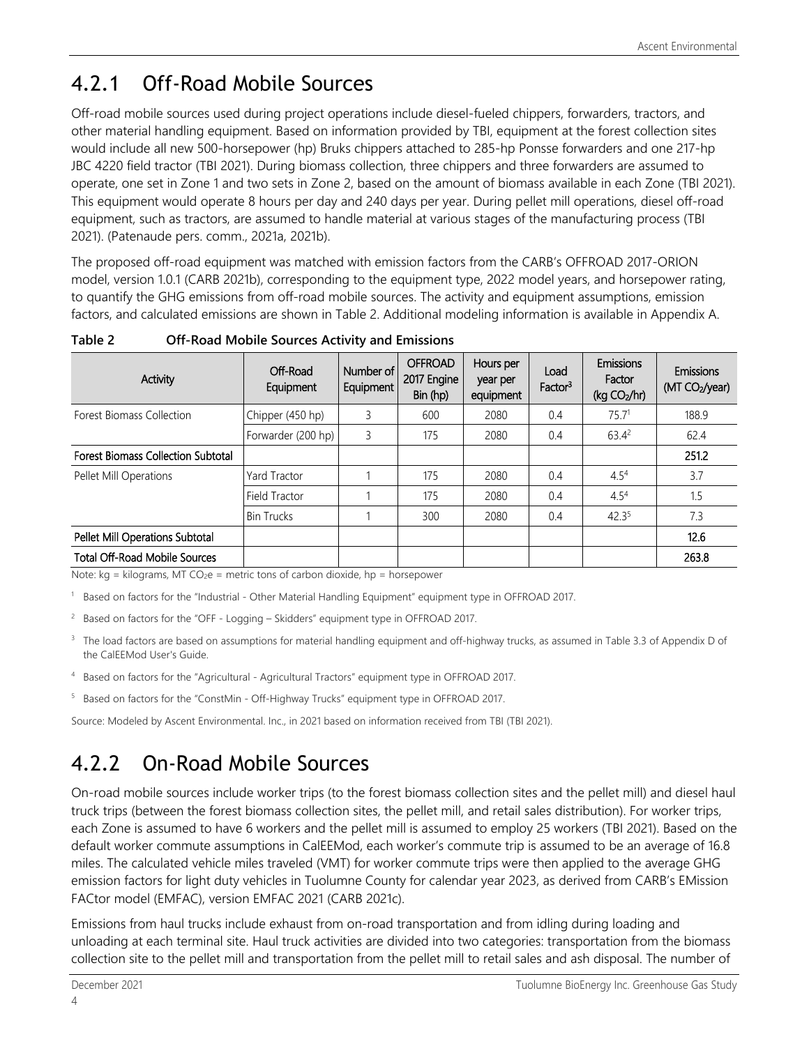## 4.2.1 Off-Road Mobile Sources

Off-road mobile sources used during project operations include diesel-fueled chippers, forwarders, tractors, and other material handling equipment. Based on information provided by TBI, equipment at the forest collection sites would include all new 500-horsepower (hp) Bruks chippers attached to 285-hp Ponsse forwarders and one 217-hp JBC 4220 field tractor (TBI 2021). During biomass collection, three chippers and three forwarders are assumed to operate, one set in Zone 1 and two sets in Zone 2, based on the amount of biomass available in each Zone (TBI 2021). This equipment would operate 8 hours per day and 240 days per year. During pellet mill operations, diesel off-road equipment, such as tractors, are assumed to handle material at various stages of the manufacturing process (TBI 2021). (Patenaude pers. comm., 2021a, 2021b).

The proposed off-road equipment was matched with emission factors from the CARB's OFFROAD 2017-ORION model, version 1.0.1 (CARB 2021b), corresponding to the equipment type, 2022 model years, and horsepower rating, to quantify the GHG emissions from off-road mobile sources. The activity and equipment assumptions, emission factors, and calculated emissions are shown in Table 2. Additional modeling information is available in Appendix A.

**Table 2 Off-Road Mobile Sources Activity and Emissions**

| Activity | Off-Road Equipment | Number of Equipment | OFFROAD 2017 Engine Bin (hp) | Hours per year per equipment | Load Factor[3] | Emissions Factor (kg $CO_2$/hr) | Emissions (MT $CO_2$/year) |
|---|---|---|---|---|---|---|---|
| Forest Biomass Collection | Chipper (450 hp) | 3 | 600 | 2080 | 0.4 | 75.7[1] | 188.9 |
| | Forwarder (200 hp) | 3 | 175 | 2080 | 0.4 | 63.4[2] | 62.4 |
| **Forest Biomass Collection Subtotal** | | | | | | | **251.2** |
| Pellet Mill Operations | Yard Tractor | 1 | 175 | 2080 | 0.4 | 4.5[4] | 3.7 |
| | Field Tractor | 1 | 175 | 2080 | 0.4 | 4.5[4] | 1.5 |
| | Bin Trucks | 1 | 300 | 2080 | 0.4 | 42.3[5] | 7.3 |
| **Pellet Mill Operations Subtotal** | | | | | | | **12.6** |
| **Total Off-Road Mobile Sources** | | | | | | | **263.8** |

Note: kg = kilograms, MT $CO_2e$ = metric tons of carbon dioxide, hp = horsepower

[1] Based on factors for the "Industrial - Other Material Handling Equipment" equipment type in OFFROAD 2017.

[2] Based on factors for the "OFF - Logging – Skidders" equipment type in OFFROAD 2017.

[3] The load factors are based on assumptions for material handling equipment and off-highway trucks, as assumed in Table 3.3 of Appendix D of the CalEEMod User's Guide.

[4] Based on factors for the "Agricultural - Agricultural Tractors" equipment type in OFFROAD 2017.

[5] Based on factors for the "ConstMin - Off-Highway Trucks" equipment type in OFFROAD 2017.

Source: Modeled by Ascent Environmental. Inc., in 2021 based on information received from TBI (TBI 2021).

## 4.2.2 On-Road Mobile Sources

On-road mobile sources include worker trips (to the forest biomass collection sites and the pellet mill) and diesel haul truck trips (between the forest biomass collection sites, the pellet mill, and retail sales distribution). For worker trips, each Zone is assumed to have 6 workers and the pellet mill is assumed to employ 25 workers (TBI 2021). Based on the default worker commute assumptions in CalEEMod, each worker's commute trip is assumed to be an average of 16.8 miles. The calculated vehicle miles traveled (VMT) for worker commute trips were then applied to the average GHG emission factors for light duty vehicles in Tuolumne County for calendar year 2023, as derived from CARB's EMission FACtor model (EMFAC), version EMFAC 2021 (CARB 2021c).

Emissions from haul trucks include exhaust from on-road transportation and from idling during loading and unloading at each terminal site. Haul truck activities are divided into two categories: transportation from the biomass collection site to the pellet mill and transportation from the pellet mill to retail sales and ash disposal. The number of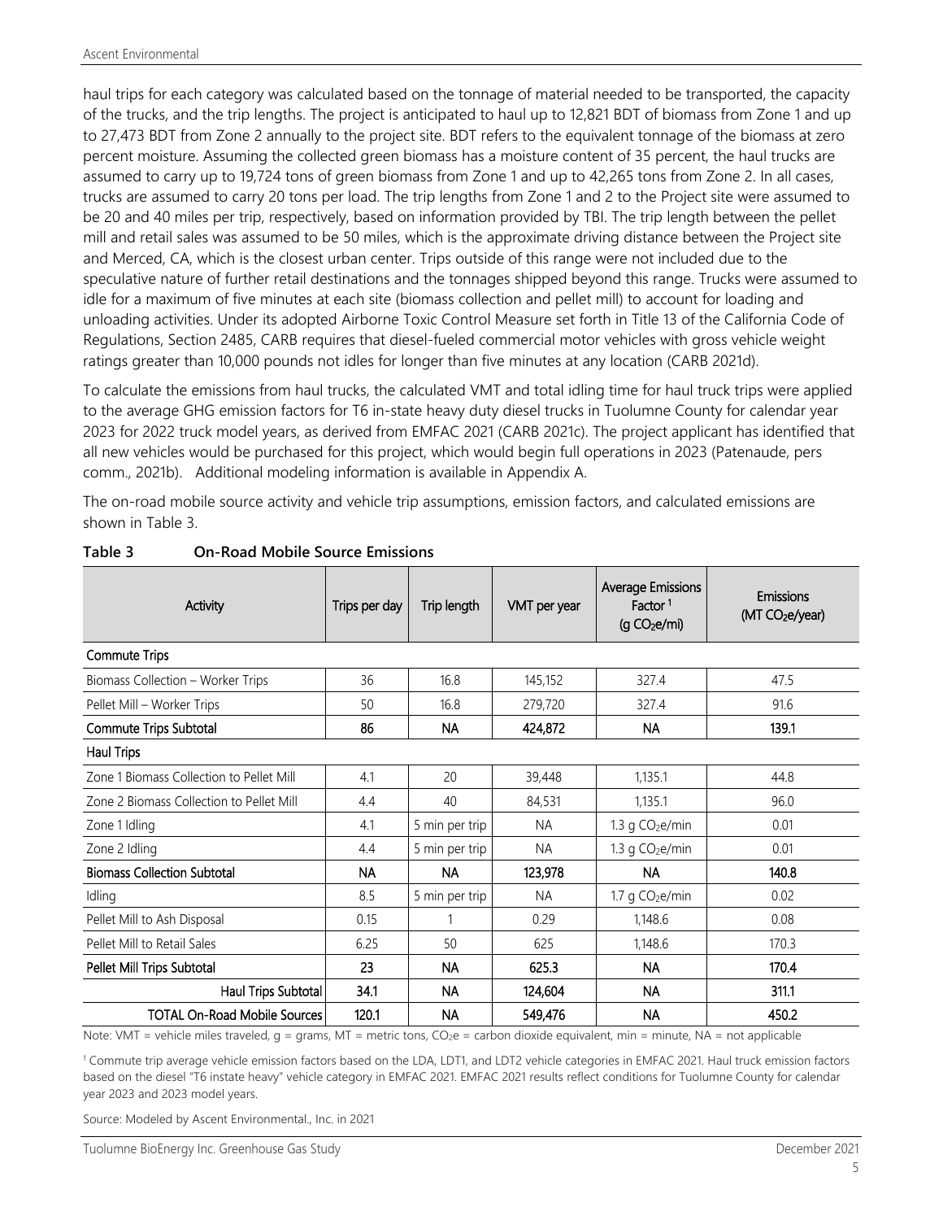haul trips for each category was calculated based on the tonnage of material needed to be transported, the capacity of the trucks, and the trip lengths. The project is anticipated to haul up to 12,821 BDT of biomass from Zone 1 and up to 27,473 BDT from Zone 2 annually to the project site. BDT refers to the equivalent tonnage of the biomass at zero percent moisture. Assuming the collected green biomass has a moisture content of 35 percent, the haul trucks are assumed to carry up to 19,724 tons of green biomass from Zone 1 and up to 42,265 tons from Zone 2. In all cases, trucks are assumed to carry 20 tons per load. The trip lengths from Zone 1 and 2 to the Project site were assumed to be 20 and 40 miles per trip, respectively, based on information provided by TBI. The trip length between the pellet mill and retail sales was assumed to be 50 miles, which is the approximate driving distance between the Project site and Merced, CA, which is the closest urban center. Trips outside of this range were not included due to the speculative nature of further retail destinations and the tonnages shipped beyond this range. Trucks were assumed to idle for a maximum of five minutes at each site (biomass collection and pellet mill) to account for loading and unloading activities. Under its adopted Airborne Toxic Control Measure set forth in Title 13 of the California Code of Regulations, Section 2485, CARB requires that diesel-fueled commercial motor vehicles with gross vehicle weight ratings greater than 10,000 pounds not idles for longer than five minutes at any location (CARB 2021d).

To calculate the emissions from haul trucks, the calculated VMT and total idling time for haul truck trips were applied to the average GHG emission factors for T6 in-state heavy duty diesel trucks in Tuolumne County for calendar year 2023 for 2022 truck model years, as derived from EMFAC 2021 (CARB 2021c). The project applicant has identified that all new vehicles would be purchased for this project, which would begin full operations in 2023 (Patenaude, pers comm., 2021b). Additional modeling information is available in Appendix A.

The on-road mobile source activity and vehicle trip assumptions, emission factors, and calculated emissions are shown in Table 3.

**Table 3 On-Road Mobile Source Emissions**

| Activity | Trips per day | Trip length | VMT per year | Average Emissions Factor [1] (g $CO_2e$/mi) | Emissions (MT $CO_2e$/year) |
|---|---|---|---|---|---|
| **Commute Trips** | | | | | |
| Biomass Collection – Worker Trips | 36 | 16.8 | 145,152 | 327.4 | 47.5 |
| Pellet Mill – Worker Trips | 50 | 16.8 | 279,720 | 327.4 | 91.6 |
| **Commute Trips Subtotal** | **86** | **NA** | **424,872** | **NA** | **139.1** |
| **Haul Trips** | | | | | |
| Zone 1 Biomass Collection to Pellet Mill | 4.1 | 20 | 39,448 | 1,135.1 | 44.8 |
| Zone 2 Biomass Collection to Pellet Mill | 4.4 | 40 | 84,531 | 1,135.1 | 96.0 |
| Zone 1 Idling | 4.1 | 5 min per trip | NA | 1.3 g $CO_2e$/min | 0.01 |
| Zone 2 Idling | 4.4 | 5 min per trip | NA | 1.3 g $CO_2e$/min | 0.01 |
| **Biomass Collection Subtotal** | **NA** | **NA** | **123,978** | **NA** | **140.8** |
| Idling | 8.5 | 5 min per trip | NA | 1.7 g $CO_2e$/min | 0.02 |
| Pellet Mill to Ash Disposal | 0.15 | 1 | 0.29 | 1,148.6 | 0.08 |
| Pellet Mill to Retail Sales | 6.25 | 50 | 625 | 1,148.6 | 170.3 |
| **Pellet Mill Trips Subtotal** | **23** | **NA** | **625.3** | **NA** | **170.4** |
| **Haul Trips Subtotal** | **34.1** | **NA** | **124,604** | **NA** | **311.1** |
| **TOTAL On-Road Mobile Sources** | **120.1** | **NA** | **549,476** | **NA** | **450.2** |

Note: VMT = vehicle miles traveled, g = grams, MT = metric tons, $CO_2e$ = carbon dioxide equivalent, min = minute, NA = not applicable

[1] Commute trip average vehicle emission factors based on the LDA, LDT1, and LDT2 vehicle categories in EMFAC 2021. Haul truck emission factors based on the diesel "T6 instate heavy" vehicle category in EMFAC 2021. EMFAC 2021 results reflect conditions for Tuolumne County for calendar year 2023 and 2023 model years.

Source: Modeled by Ascent Environmental., Inc. in 2021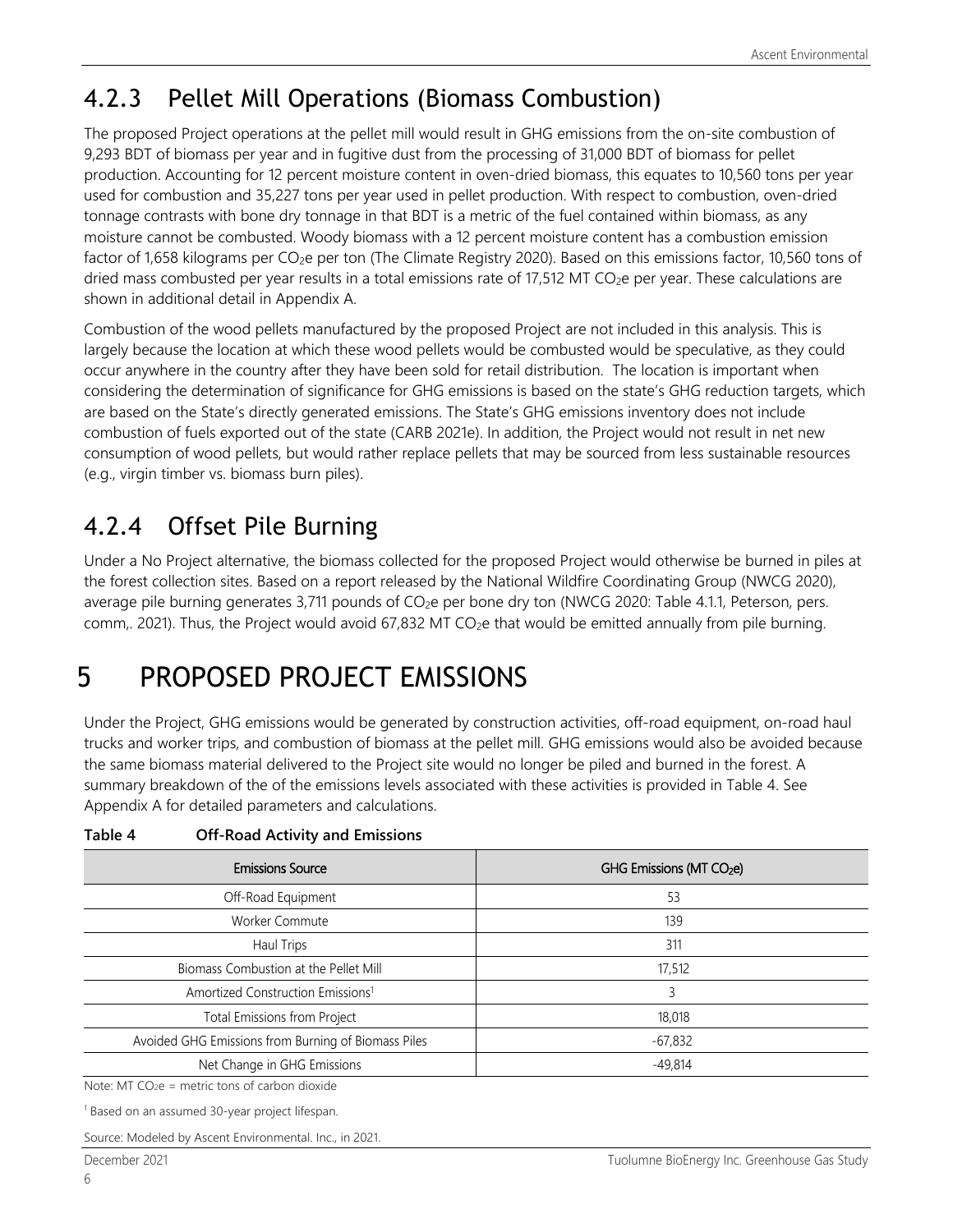## 4.2.3 Pellet Mill Operations (Biomass Combustion)

The proposed Project operations at the pellet mill would result in GHG emissions from the on-site combustion of 9,293 BDT of biomass per year and in fugitive dust from the processing of 31,000 BDT of biomass for pellet production. Accounting for 12 percent moisture content in oven-dried biomass, this equates to 10,560 tons per year used for combustion and 35,227 tons per year used in pellet production. With respect to combustion, oven-dried tonnage contrasts with bone dry tonnage in that BDT is a metric of the fuel contained within biomass, as any moisture cannot be combusted. Woody biomass with a 12 percent moisture content has a combustion emission factor of 1,658 kilograms per $CO_2e$ per ton (The Climate Registry 2020). Based on this emissions factor, 10,560 tons of dried mass combusted per year results in a total emissions rate of 17,512 MT $CO_2e$ per year. These calculations are shown in additional detail in Appendix A.

Combustion of the wood pellets manufactured by the proposed Project are not included in this analysis. This is largely because the location at which these wood pellets would be combusted would be speculative, as they could occur anywhere in the country after they have been sold for retail distribution. The location is important when considering the determination of significance for GHG emissions is based on the state's GHG reduction targets, which are based on the State's directly generated emissions. The State's GHG emissions inventory does not include combustion of fuels exported out of the state (CARB 2021e). In addition, the Project would not result in net new consumption of wood pellets, but would rather replace pellets that may be sourced from less sustainable resources (e.g., virgin timber vs. biomass burn piles).

## 4.2.4 Offset Pile Burning

Under a No Project alternative, the biomass collected for the proposed Project would otherwise be burned in piles at the forest collection sites. Based on a report released by the National Wildfire Coordinating Group (NWCG 2020), average pile burning generates 3,711 pounds of $CO_2e$ per bone dry ton (NWCG 2020: Table 4.1.1, Peterson, pers. comm,. 2021). Thus, the Project would avoid 67,832 MT $CO_2e$ that would be emitted annually from pile burning.

# 5 PROPOSED PROJECT EMISSIONS

Under the Project, GHG emissions would be generated by construction activities, off-road equipment, on-road haul trucks and worker trips, and combustion of biomass at the pellet mill. GHG emissions would also be avoided because the same biomass material delivered to the Project site would no longer be piled and burned in the forest. A summary breakdown of the of the emissions levels associated with these activities is provided in Table 4. See Appendix A for detailed parameters and calculations.

**Table 4 Off-Road Activity and Emissions**

| Emissions Source | GHG Emissions (MT $CO_2e$) |
|---|---|
| Off-Road Equipment | 53 |
| Worker Commute | 139 |
| Haul Trips | 311 |
| Biomass Combustion at the Pellet Mill | 17,512 |
| Amortized Construction Emissions[1] | 3 |
| Total Emissions from Project | 18,018 |
| Avoided GHG Emissions from Burning of Biomass Piles | -67,832 |
| Net Change in GHG Emissions | -49,814 |

Note: MT $CO_2e$ = metric tons of carbon dioxide

[1] Based on an assumed 30-year project lifespan.

Source: Modeled by Ascent Environmental. Inc., in 2021.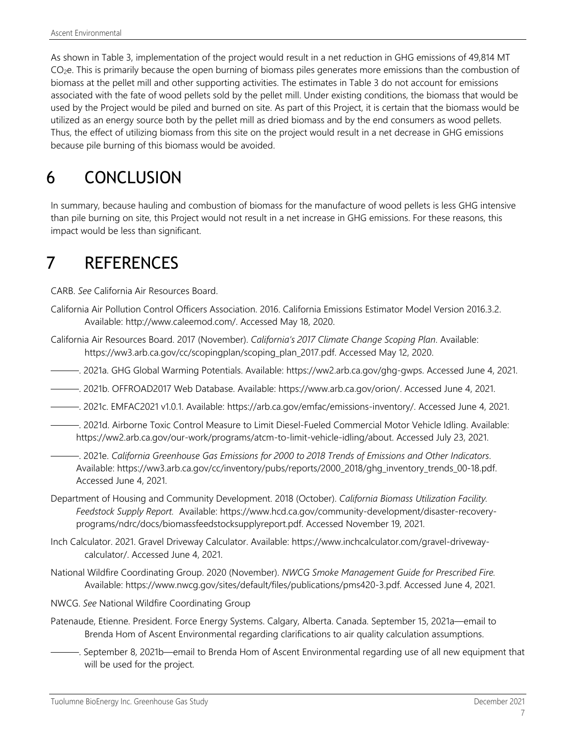As shown in Table 3, implementation of the project would result in a net reduction in GHG emissions of 49,814 MT $CO_2e$. This is primarily because the open burning of biomass piles generates more emissions than the combustion of biomass at the pellet mill and other supporting activities. The estimates in Table 3 do not account for emissions associated with the fate of wood pellets sold by the pellet mill. Under existing conditions, the biomass that would be used by the Project would be piled and burned on site. As part of this Project, it is certain that the biomass would be utilized as an energy source both by the pellet mill as dried biomass and by the end consumers as wood pellets. Thus, the effect of utilizing biomass from this site on the project would result in a net decrease in GHG emissions because pile burning of this biomass would be avoided.

# 6 CONCLUSION

In summary, because hauling and combustion of biomass for the manufacture of wood pellets is less GHG intensive than pile burning on site, this Project would not result in a net increase in GHG emissions. For these reasons, this impact would be less than significant.

# 7 REFERENCES

CARB. *See* California Air Resources Board.

California Air Pollution Control Officers Association. 2016. California Emissions Estimator Model Version 2016.3.2. Available: http://www.caleemod.com/. Accessed May 18, 2020.

California Air Resources Board. 2017 (November). *California's 2017 Climate Change Scoping Plan*. Available: https://ww3.arb.ca.gov/cc/scopingplan/scoping_plan_2017.pdf. Accessed May 12, 2020.

———. 2021a. GHG Global Warming Potentials. Available: https://ww2.arb.ca.gov/ghg-gwps. Accessed June 4, 2021.

———. 2021b. OFFROAD2017 Web Database. Available: https://www.arb.ca.gov/orion/. Accessed June 4, 2021.

———. 2021c. EMFAC2021 v1.0.1. Available: https://arb.ca.gov/emfac/emissions-inventory/. Accessed June 4, 2021.

———. 2021d. Airborne Toxic Control Measure to Limit Diesel-Fueled Commercial Motor Vehicle Idling. Available: https://ww2.arb.ca.gov/our-work/programs/atcm-to-limit-vehicle-idling/about. Accessed July 23, 2021.

———. 2021e. *California Greenhouse Gas Emissions for 2000 to 2018 Trends of Emissions and Other Indicators*. Available: https://ww3.arb.ca.gov/cc/inventory/pubs/reports/2000_2018/ghg_inventory_trends_00-18.pdf. Accessed June 4, 2021.

Department of Housing and Community Development. 2018 (October). *California Biomass Utilization Facility. Feedstock Supply Report.* Available: https://www.hcd.ca.gov/community-development/disaster-recovery-programs/ndrc/docs/biomassfeedstocksupplyreport.pdf. Accessed November 19, 2021.

Inch Calculator. 2021. Gravel Driveway Calculator. Available: https://www.inchcalculator.com/gravel-driveway-calculator/. Accessed June 4, 2021.

National Wildfire Coordinating Group. 2020 (November). *NWCG Smoke Management Guide for Prescribed Fire.* Available: https://www.nwcg.gov/sites/default/files/publications/pms420-3.pdf. Accessed June 4, 2021.

NWCG. *See* National Wildfire Coordinating Group

Patenaude, Etienne. President. Force Energy Systems. Calgary, Alberta. Canada. September 15, 2021a—email to Brenda Hom of Ascent Environmental regarding clarifications to air quality calculation assumptions.

———. September 8, 2021b—email to Brenda Hom of Ascent Environmental regarding use of all new equipment that will be used for the project.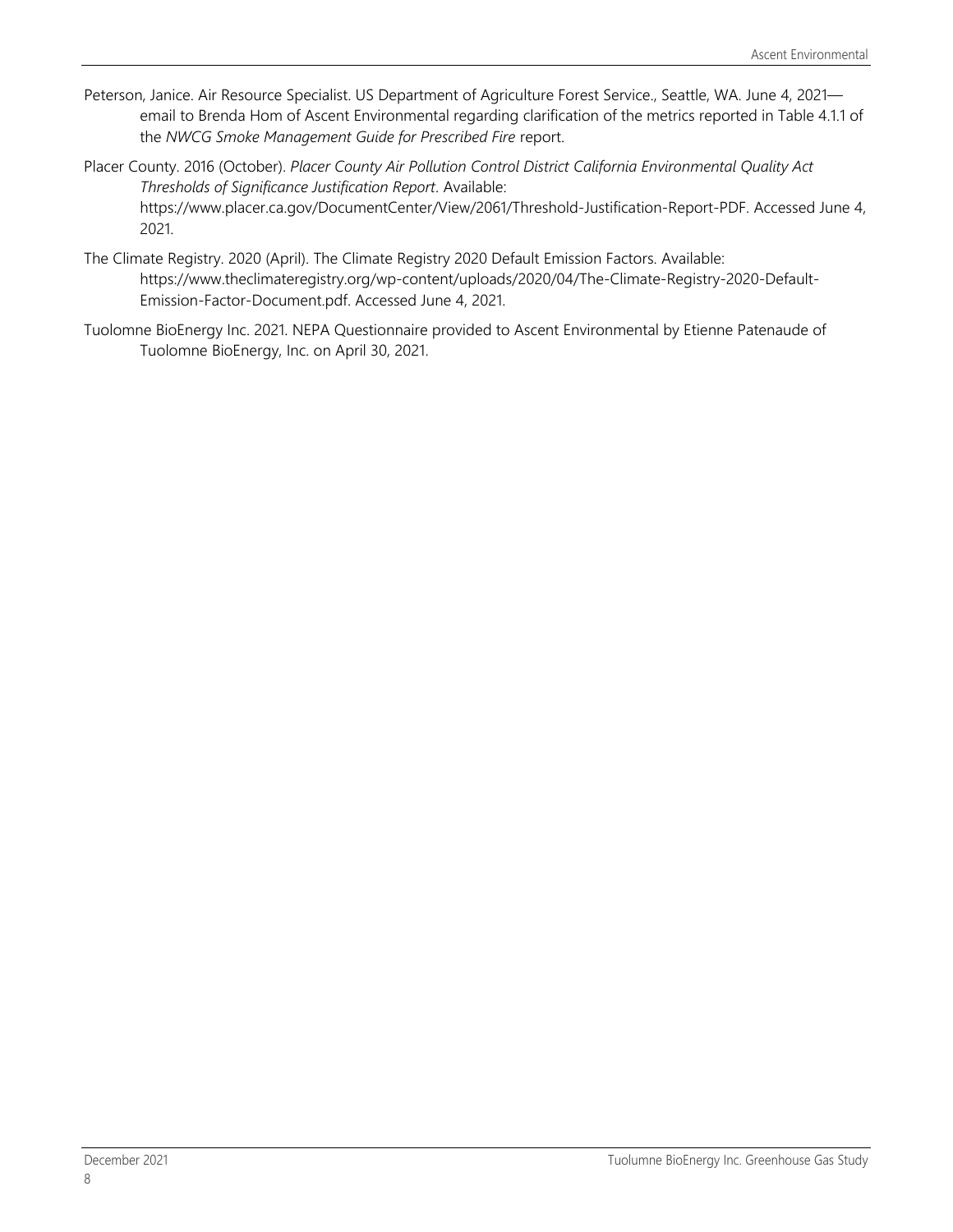Peterson, Janice. Air Resource Specialist. US Department of Agriculture Forest Service., Seattle, WA. June 4, 2021—email to Brenda Hom of Ascent Environmental regarding clarification of the metrics reported in Table 4.1.1 of the *NWCG Smoke Management Guide for Prescribed Fire* report.

Placer County. 2016 (October). *Placer County Air Pollution Control District California Environmental Quality Act Thresholds of Significance Justification Report*. Available: https://www.placer.ca.gov/DocumentCenter/View/2061/Threshold-Justification-Report-PDF. Accessed June 4, 2021.

The Climate Registry. 2020 (April). The Climate Registry 2020 Default Emission Factors. Available: https://www.theclimateregistry.org/wp-content/uploads/2020/04/The-Climate-Registry-2020-Default-Emission-Factor-Document.pdf. Accessed June 4, 2021.

Tuolomne BioEnergy Inc. 2021. NEPA Questionnaire provided to Ascent Environmental by Etienne Patenaude of Tuolomne BioEnergy, Inc. on April 30, 2021.